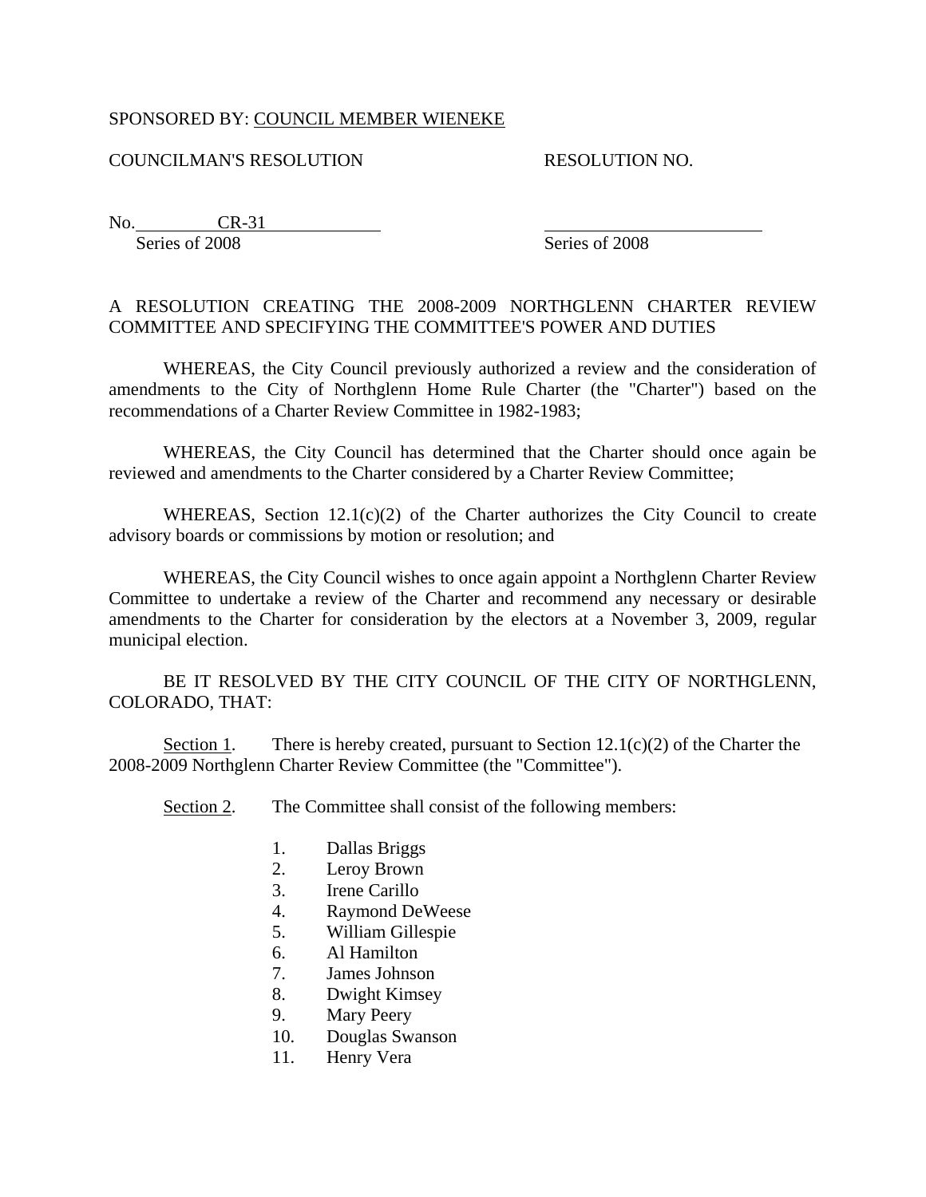SPONSORED BY: COUNCIL MEMBER WIENEKE

COUNCILMAN'S RESOLUTION RESOLUTION NO.

No. CR-31  
Series of 2008 Series of 2008

A RESOLUTION CREATING THE 2008-2009 NORTHGLENN CHARTER REVIEW COMMITTEE AND SPECIFYING THE COMMITTEE'S POWER AND DUTIES

WHEREAS, the City Council previously authorized a review and the consideration of amendments to the City of Northglenn Home Rule Charter (the "Charter") based on the recommendations of a Charter Review Committee in 1982-1983;

WHEREAS, the City Council has determined that the Charter should once again be reviewed and amendments to the Charter considered by a Charter Review Committee;

WHEREAS, Section 12.1(c)(2) of the Charter authorizes the City Council to create advisory boards or commissions by motion or resolution; and

WHEREAS, the City Council wishes to once again appoint a Northglenn Charter Review Committee to undertake a review of the Charter and recommend any necessary or desirable amendments to the Charter for consideration by the electors at a November 3, 2009, regular municipal election.

BE IT RESOLVED BY THE CITY COUNCIL OF THE CITY OF NORTHGLENN, COLORADO, THAT:

Section 1. There is hereby created, pursuant to Section 12.1(c)(2) of the Charter the 2008-2009 Northglenn Charter Review Committee (the "Committee").

Section 2. The Committee shall consist of the following members:

1. Dallas Briggs
2. Leroy Brown
3. Irene Carillo
4. Raymond DeWeese
5. William Gillespie
6. Al Hamilton
7. James Johnson
8. Dwight Kimsey
9. Mary Peery
10. Douglas Swanson
11. Henry Vera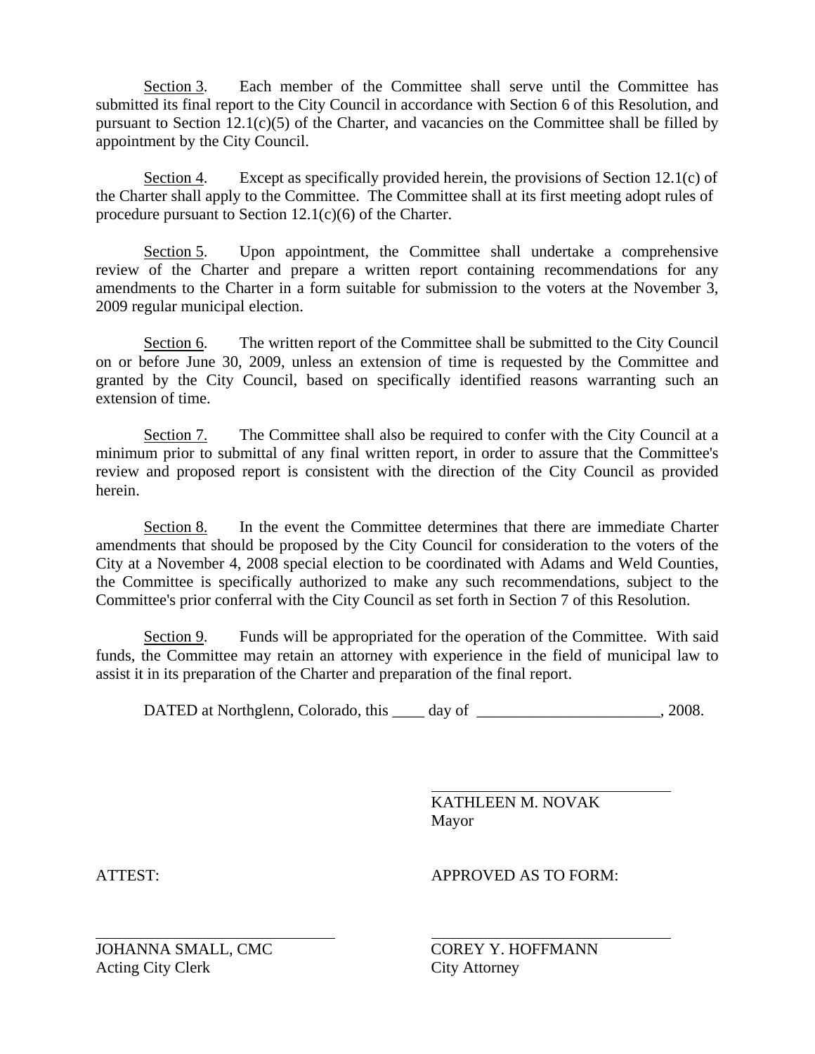Section 3. Each member of the Committee shall serve until the Committee has submitted its final report to the City Council in accordance with Section 6 of this Resolution, and pursuant to Section 12.1(c)(5) of the Charter, and vacancies on the Committee shall be filled by appointment by the City Council.

Section 4. Except as specifically provided herein, the provisions of Section 12.1(c) of the Charter shall apply to the Committee. The Committee shall at its first meeting adopt rules of procedure pursuant to Section 12.1(c)(6) of the Charter.

Section 5. Upon appointment, the Committee shall undertake a comprehensive review of the Charter and prepare a written report containing recommendations for any amendments to the Charter in a form suitable for submission to the voters at the November 3, 2009 regular municipal election.

Section 6. The written report of the Committee shall be submitted to the City Council on or before June 30, 2009, unless an extension of time is requested by the Committee and granted by the City Council, based on specifically identified reasons warranting such an extension of time.

Section 7. The Committee shall also be required to confer with the City Council at a minimum prior to submittal of any final written report, in order to assure that the Committee's review and proposed report is consistent with the direction of the City Council as provided herein.

Section 8. In the event the Committee determines that there are immediate Charter amendments that should be proposed by the City Council for consideration to the voters of the City at a November 4, 2008 special election to be coordinated with Adams and Weld Counties, the Committee is specifically authorized to make any such recommendations, subject to the Committee's prior conferral with the City Council as set forth in Section 7 of this Resolution.

Section 9. Funds will be appropriated for the operation of the Committee. With said funds, the Committee may retain an attorney with experience in the field of municipal law to assist it in its preparation of the Charter and preparation of the final report.

DATED at Northglenn, Colorado, this ____ day of ______________________, 2008.

______________________________
KATHLEEN M. NOVAK
Mayor

ATTEST:

______________________________
JOHANNA SMALL, CMC
Acting City Clerk

APPROVED AS TO FORM:

______________________________
COREY Y. HOFFMANN
City Attorney